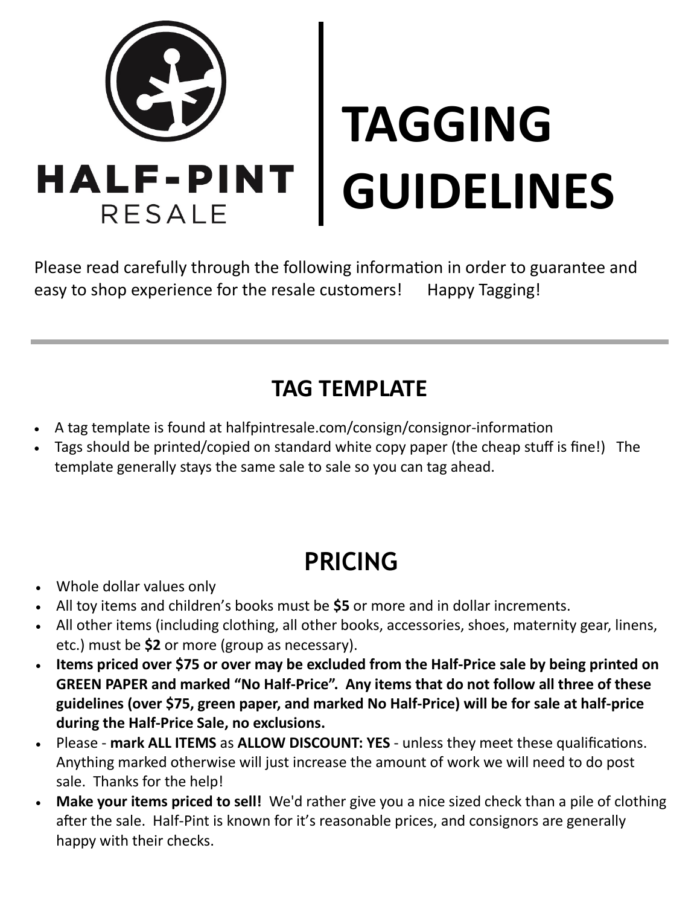HALF-PINT RESALE

# TAGGING GUIDELINES

Please read carefully through the following information in order to guarantee and easy to shop experience for the resale customers! Happy Tagging!

---

## TAG TEMPLATE

- A tag template is found at halfpintresale.com/consign/consignor-information
- Tags should be printed/copied on standard white copy paper (the cheap stuff is fine!) The template generally stays the same sale to sale so you can tag ahead.

## PRICING

- Whole dollar values only
- All toy items and children's books must be **$5** or more and in dollar increments.
- All other items (including clothing, all other books, accessories, shoes, maternity gear, linens, etc.) must be **$2** or more (group as necessary).
- **Items priced over $75 or over may be excluded from the Half-Price sale by being printed on GREEN PAPER and marked "No Half-Price". Any items that do not follow all three of these guidelines (over $75, green paper, and marked No Half-Price) will be for sale at half-price during the Half-Price Sale, no exclusions.**
- Please - **mark ALL ITEMS** as **ALLOW DISCOUNT: YES** - unless they meet these qualifications. Anything marked otherwise will just increase the amount of work we will need to do post sale. Thanks for the help!
- **Make your items priced to sell!** We'd rather give you a nice sized check than a pile of clothing after the sale. Half-Pint is known for it's reasonable prices, and consignors are generally happy with their checks.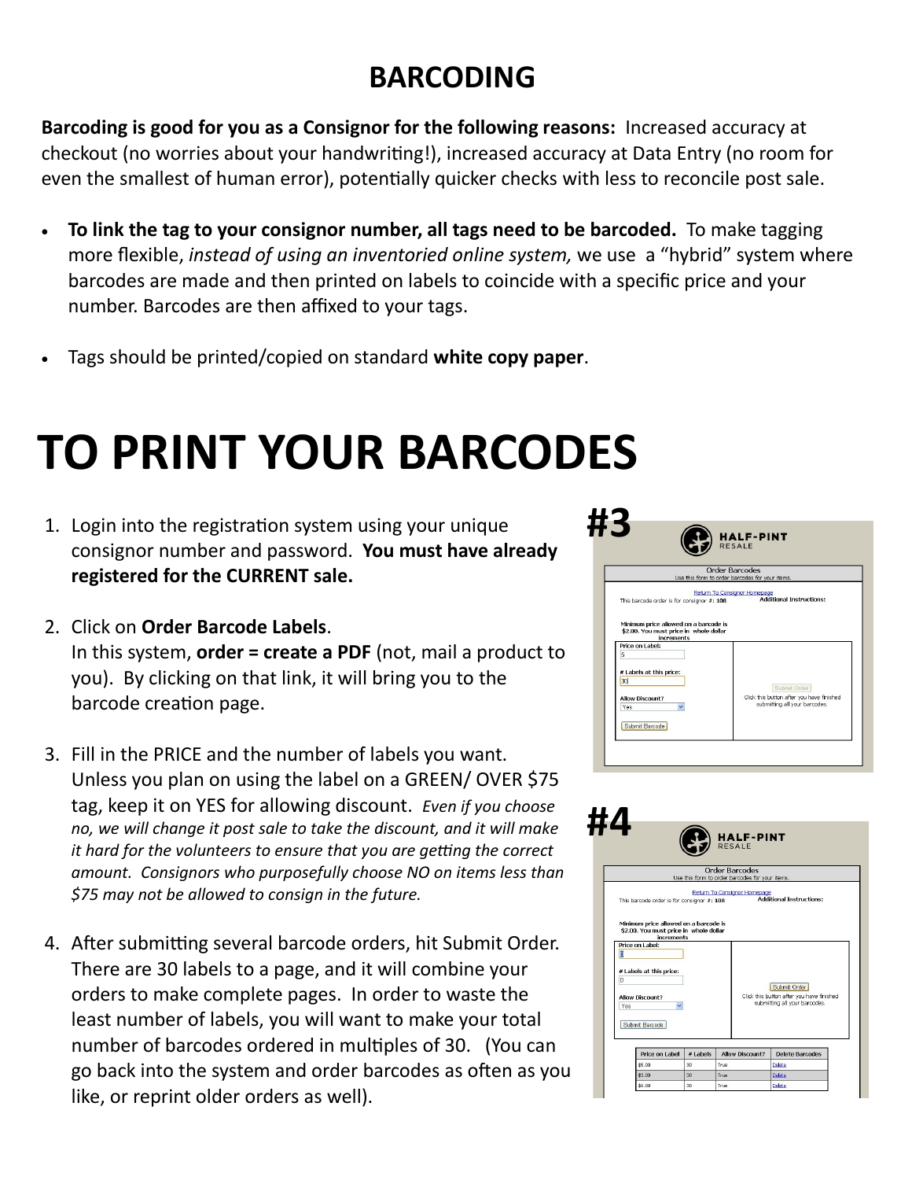## BARCODING

**Barcoding is good for you as a Consignor for the following reasons:** Increased accuracy at checkout (no worries about your handwriting!), increased accuracy at Data Entry (no room for even the smallest of human error), potentially quicker checks with less to reconcile post sale.

- **To link the tag to your consignor number, all tags need to be barcoded.** To make tagging more flexible, *instead of using an inventoried online system,* we use a "hybrid" system where barcodes are made and then printed on labels to coincide with a specific price and your number. Barcodes are then affixed to your tags.
- Tags should be printed/copied on standard **white copy paper**.

# TO PRINT YOUR BARCODES

1. Login into the registration system using your unique consignor number and password. **You must have already registered for the CURRENT sale.**
2. Click on **Order Barcode Labels**. In this system, **order = create a PDF** (not, mail a product to you). By clicking on that link, it will bring you to the barcode creation page.
3. Fill in the PRICE and the number of labels you want. Unless you plan on using the label on a GREEN/ OVER $75 tag, keep it on YES for allowing discount. *Even if you choose no, we will change it post sale to take the discount, and it will make it hard for the volunteers to ensure that you are getting the correct amount. Consignors who purposefully choose NO on items less than $75 may not be allowed to consign in the future.*
4. After submitting several barcode orders, hit Submit Order. There are 30 labels to a page, and it will combine your orders to make complete pages. In order to waste the least number of labels, you will want to make your total number of barcodes ordered in multiples of 30. (You can go back into the system and order barcodes as often as you like, or reprint older orders as well).

**#3**

**#4**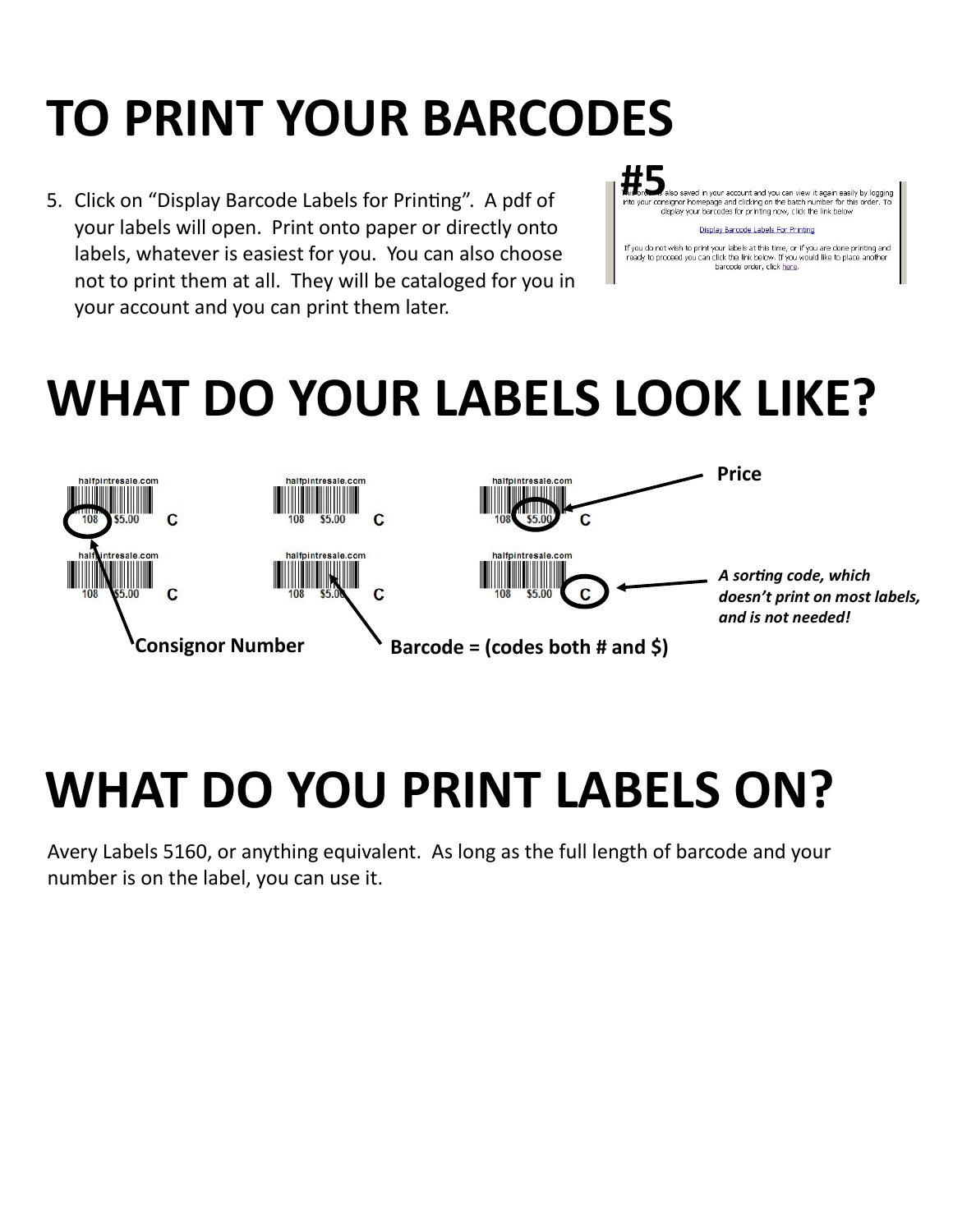# TO PRINT YOUR BARCODES

5. Click on "Display Barcode Labels for Printing". A pdf of your labels will open. Print onto paper or directly onto labels, whatever is easiest for you. You can also choose not to print them at all. They will be cataloged for you in your account and you can print them later.

#5

This order is also saved in your account and you can view it again easily by logging into your consignor homepage and clicking on the batch number for this order. To display your barcodes for printing now, click the link below

Display Barcode Labels For Printing

If you do not wish to print your labels at this time, or if you are done printing and ready to proceed you can click the link below. If you would like to place another barcode order, click here.

# WHAT DO YOUR LABELS LOOK LIKE?

halfpintresale.com
108 $5.00 C

Price

A sorting code, which doesn't print on most labels, and is not needed!

Consignor Number

Barcode = (codes both # and $)

# WHAT DO YOU PRINT LABELS ON?

Avery Labels 5160, or anything equivalent. As long as the full length of barcode and your number is on the label, you can use it.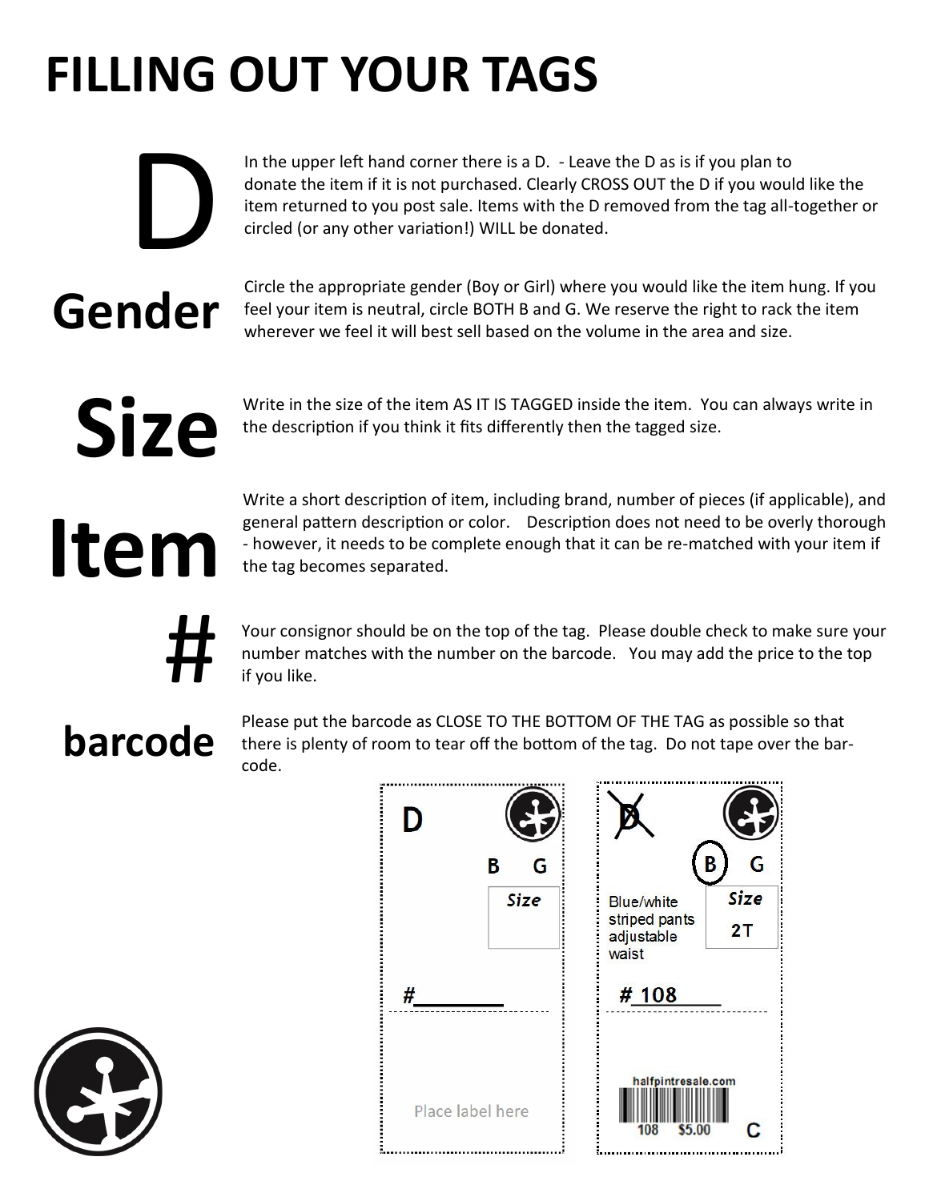# FILLING OUT YOUR TAGS

**D**

In the upper left hand corner there is a D. - Leave the D as is if you plan to donate the item if it is not purchased. Clearly CROSS OUT the D if you would like the item returned to you post sale. Items with the D removed from the tag all-together or circled (or any other variation!) WILL be donated.

**Gender**

Circle the appropriate gender (Boy or Girl) where you would like the item hung. If you feel your item is neutral, circle BOTH B and G. We reserve the right to rack the item wherever we feel it will best sell based on the volume in the area and size.

**Size**

Write in the size of the item AS IT IS TAGGED inside the item. You can always write in the description if you think it fits differently then the tagged size.

**Item**

Write a short description of item, including brand, number of pieces (if applicable), and general pattern description or color. Description does not need to be overly thorough - however, it needs to be complete enough that it can be re-matched with your item if the tag becomes separated.

**#**

Your consignor should be on the top of the tag. Please double check to make sure your number matches with the number on the barcode. You may add the price to the top if you like.

**barcode**

Please put the barcode as CLOSE TO THE BOTTOM OF THE TAG as possible so that there is plenty of room to tear off the bottom of the tag. Do not tape over the bar-code.

D

B G

Size

#________

Place label here

~~D~~

(B) G

Blue/white striped pants adjustable waist

Size

2T

# 108

halfpintresale.com

108 $5.00

C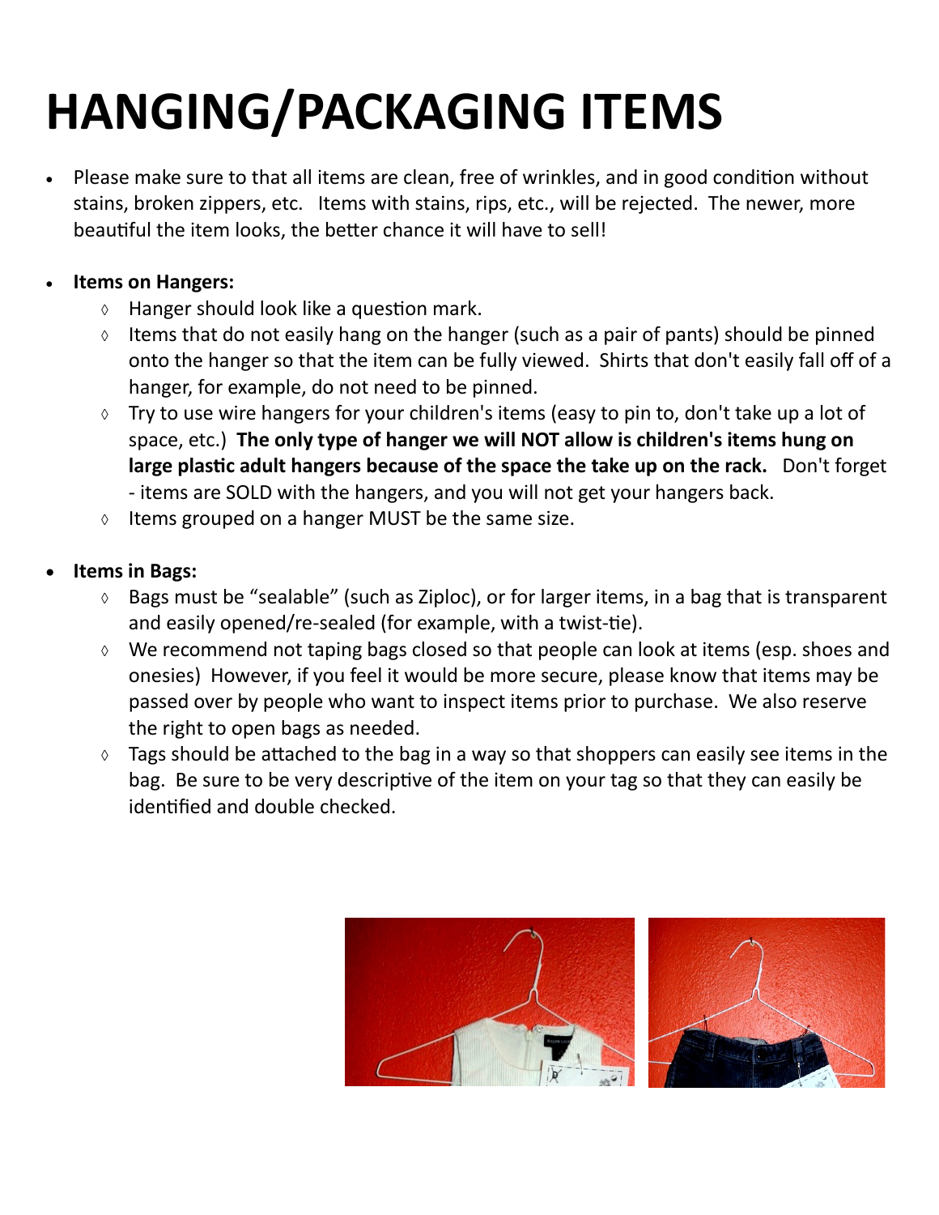# HANGING/PACKAGING ITEMS

- Please make sure to that all items are clean, free of wrinkles, and in good condition without stains, broken zippers, etc.  Items with stains, rips, etc., will be rejected.  The newer, more beautiful the item looks, the better chance it will have to sell!

- **Items on Hangers:**
  - Hanger should look like a question mark.
  - Items that do not easily hang on the hanger (such as a pair of pants) should be pinned onto the hanger so that the item can be fully viewed.  Shirts that don't easily fall off of a hanger, for example, do not need to be pinned.
  - Try to use wire hangers for your children's items (easy to pin to, don't take up a lot of space, etc.)  **The only type of hanger we will NOT allow is children's items hung on large plastic adult hangers because of the space the take up on the rack.**  Don't forget - items are SOLD with the hangers, and you will not get your hangers back.
  - Items grouped on a hanger MUST be the same size.

- **Items in Bags:**
  - Bags must be "sealable" (such as Ziploc), or for larger items, in a bag that is transparent and easily opened/re-sealed (for example, with a twist-tie).
  - We recommend not taping bags closed so that people can look at items (esp. shoes and onesies)  However, if you feel it would be more secure, please know that items may be passed over by people who want to inspect items prior to purchase.  We also reserve the right to open bags as needed.
  - Tags should be attached to the bag in a way so that shoppers can easily see items in the bag.  Be sure to be very descriptive of the item on your tag so that they can easily be identified and double checked.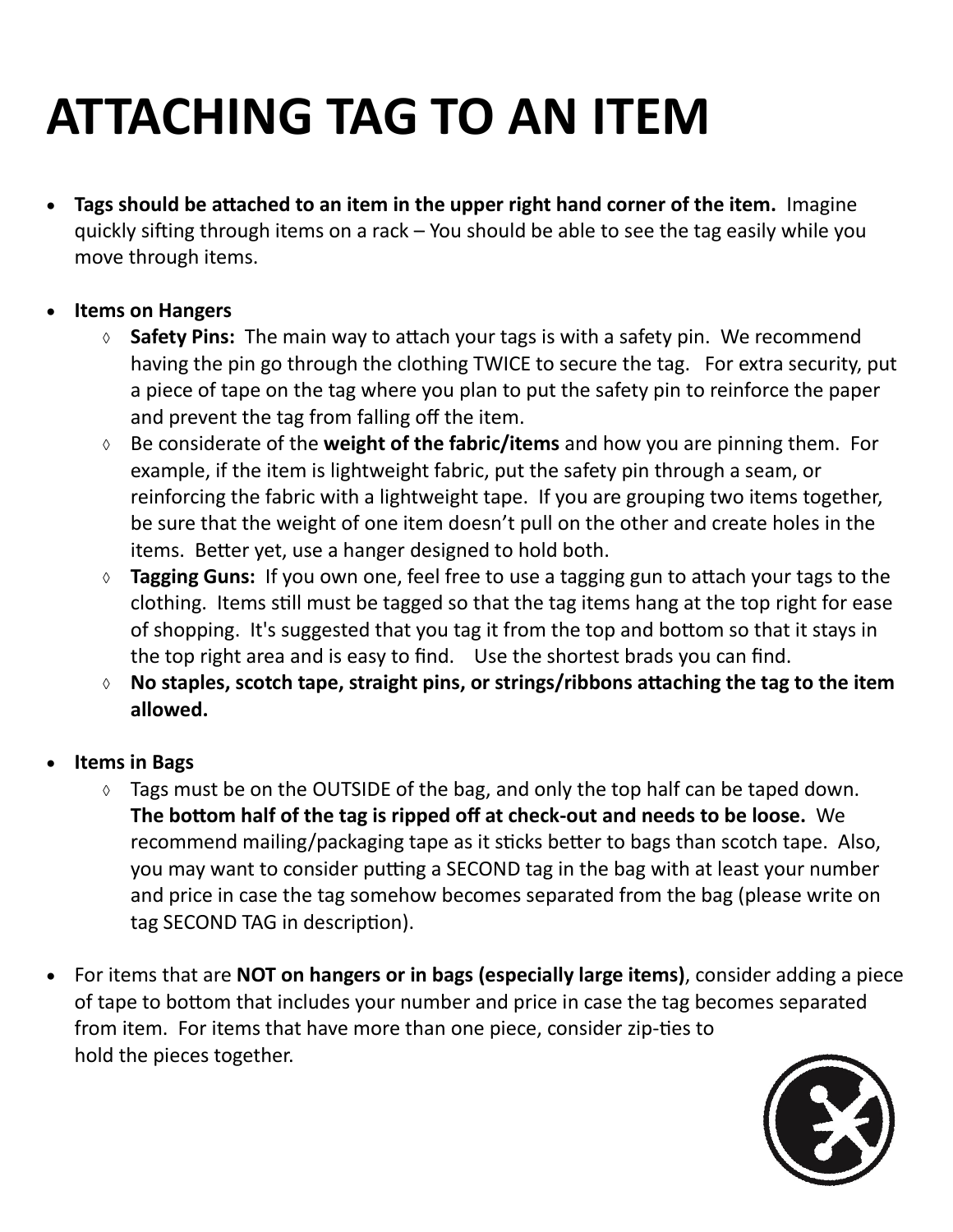# ATTACHING TAG TO AN ITEM

- **Tags should be attached to an item in the upper right hand corner of the item.** Imagine quickly sifting through items on a rack – You should be able to see the tag easily while you move through items.

- **Items on Hangers**
  - **Safety Pins:** The main way to attach your tags is with a safety pin. We recommend having the pin go through the clothing TWICE to secure the tag. For extra security, put a piece of tape on the tag where you plan to put the safety pin to reinforce the paper and prevent the tag from falling off the item.
  - Be considerate of the **weight of the fabric/items** and how you are pinning them. For example, if the item is lightweight fabric, put the safety pin through a seam, or reinforcing the fabric with a lightweight tape. If you are grouping two items together, be sure that the weight of one item doesn't pull on the other and create holes in the items. Better yet, use a hanger designed to hold both.
  - **Tagging Guns:** If you own one, feel free to use a tagging gun to attach your tags to the clothing. Items still must be tagged so that the tag items hang at the top right for ease of shopping. It's suggested that you tag it from the top and bottom so that it stays in the top right area and is easy to find. Use the shortest brads you can find.
  - **No staples, scotch tape, straight pins, or strings/ribbons attaching the tag to the item allowed.**

- **Items in Bags**
  - Tags must be on the OUTSIDE of the bag, and only the top half can be taped down. **The bottom half of the tag is ripped off at check-out and needs to be loose.** We recommend mailing/packaging tape as it sticks better to bags than scotch tape. Also, you may want to consider putting a SECOND tag in the bag with at least your number and price in case the tag somehow becomes separated from the bag (please write on tag SECOND TAG in description).

- For items that are **NOT on hangers or in bags (especially large items)**, consider adding a piece of tape to bottom that includes your number and price in case the tag becomes separated from item. For items that have more than one piece, consider zip-ties to hold the pieces together.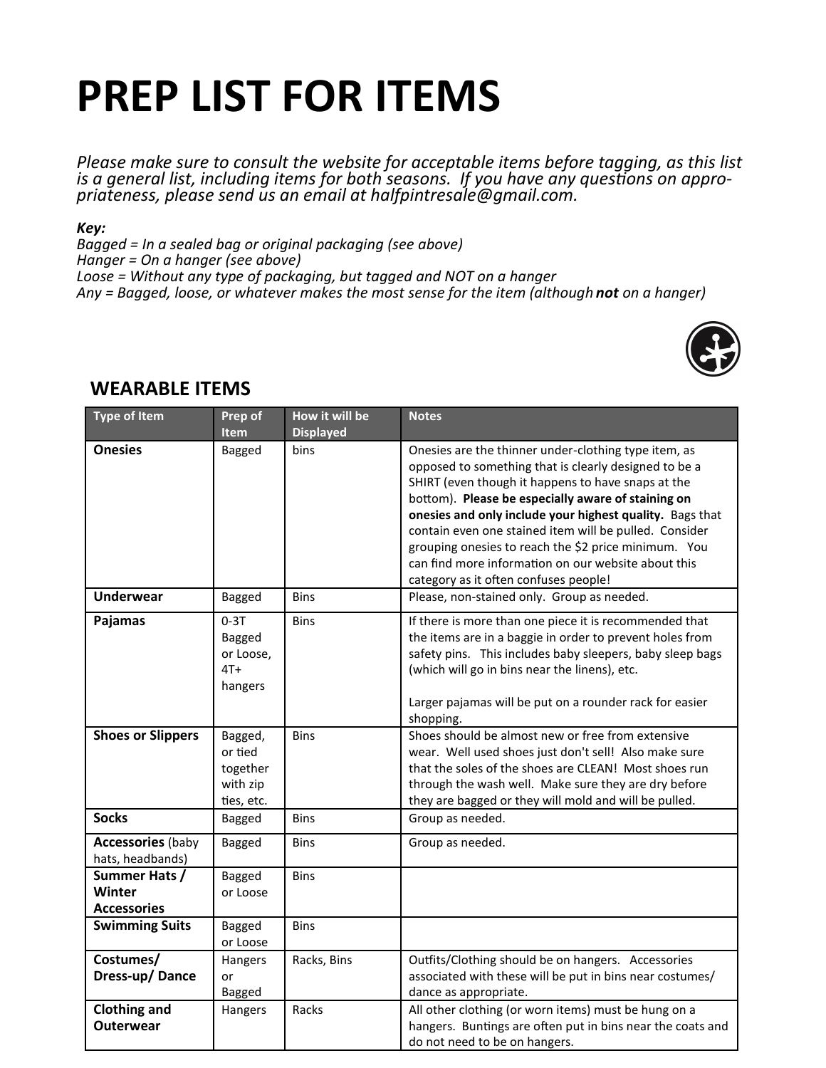# PREP LIST FOR ITEMS

*Please make sure to consult the website for acceptable items before tagging, as this list is a general list, including items for both seasons. If you have any questions on appropriateness, please send us an email at halfpintresale@gmail.com.*

***Key:***
*Bagged = In a sealed bag or original packaging (see above)*
*Hanger = On a hanger (see above)*
*Loose = Without any type of packaging, but tagged and NOT on a hanger*
*Any = Bagged, loose, or whatever makes the most sense for the item (although **not** on a hanger)*

## WEARABLE ITEMS

| Type of Item | Prep of Item | How it will be Displayed | Notes |
|---|---|---|---|
| **Onesies** | Bagged | bins | Onesies are the thinner under-clothing type item, as opposed to something that is clearly designed to be a SHIRT (even though it happens to have snaps at the bottom). **Please be especially aware of staining on onesies and only include your highest quality.** Bags that contain even one stained item will be pulled. Consider grouping onesies to reach the $2 price minimum. You can find more information on our website about this category as it often confuses people! |
| **Underwear** | Bagged | Bins | Please, non-stained only. Group as needed. |
| **Pajamas** | 0-3T Bagged or Loose, 4T+ hangers | Bins | If there is more than one piece it is recommended that the items are in a baggie in order to prevent holes from safety pins. This includes baby sleepers, baby sleep bags (which will go in bins near the linens), etc.<br><br>Larger pajamas will be put on a rounder rack for easier shopping. |
| **Shoes or Slippers** | Bagged, or tied together with zip ties, etc. | Bins | Shoes should be almost new or free from extensive wear. Well used shoes just don't sell! Also make sure that the soles of the shoes are CLEAN! Most shoes run through the wash well. Make sure they are dry before they are bagged or they will mold and will be pulled. |
| **Socks** | Bagged | Bins | Group as needed. |
| **Accessories** (baby hats, headbands) | Bagged | Bins | Group as needed. |
| **Summer Hats / Winter Accessories** | Bagged or Loose | Bins | |
| **Swimming Suits** | Bagged or Loose | Bins | |
| **Costumes/ Dress-up/ Dance** | Hangers or Bagged | Racks, Bins | Outfits/Clothing should be on hangers. Accessories associated with these will be put in bins near costumes/ dance as appropriate. |
| **Clothing and Outerwear** | Hangers | Racks | All other clothing (or worn items) must be hung on a hangers. Buntings are often put in bins near the coats and do not need to be on hangers. |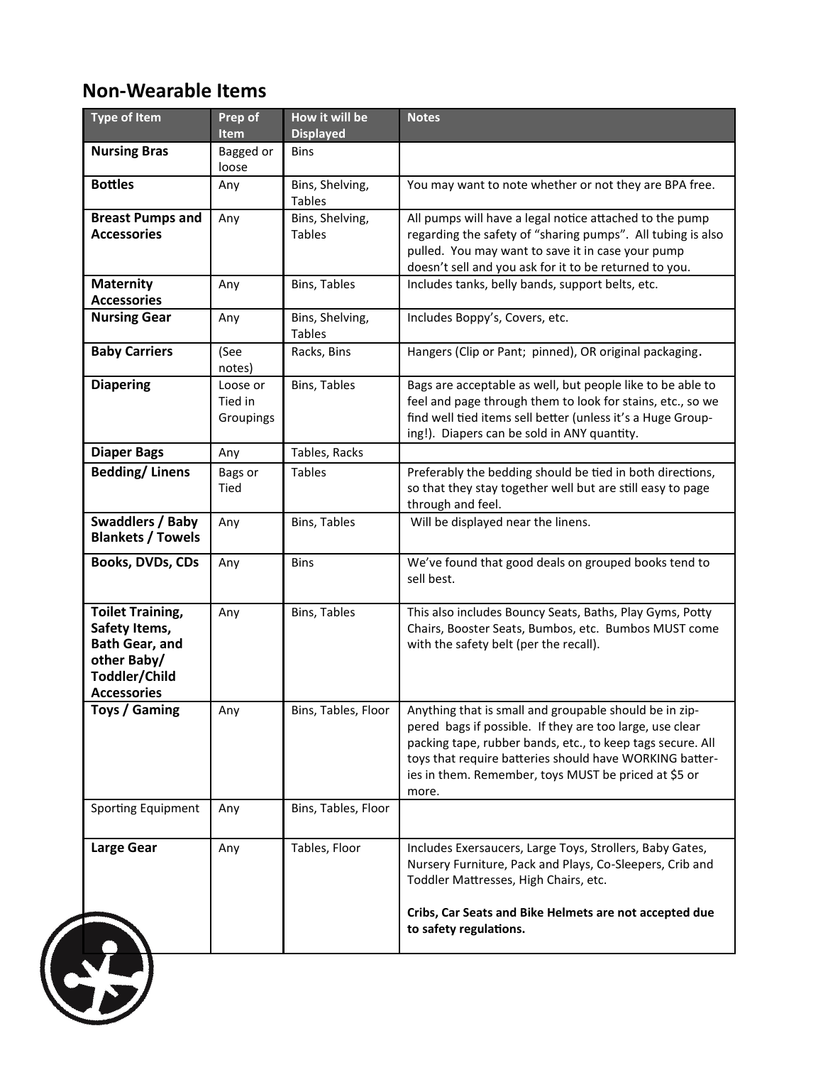## Non-Wearable Items

| Type of Item | Prep of Item | How it will be Displayed | Notes |
|---|---|---|---|
| **Nursing Bras** | Bagged or loose | Bins | |
| **Bottles** | Any | Bins, Shelving, Tables | You may want to note whether or not they are BPA free. |
| **Breast Pumps and Accessories** | Any | Bins, Shelving, Tables | All pumps will have a legal notice attached to the pump regarding the safety of "sharing pumps". All tubing is also pulled. You may want to save it in case your pump doesn't sell and you ask for it to be returned to you. |
| **Maternity Accessories** | Any | Bins, Tables | Includes tanks, belly bands, support belts, etc. |
| **Nursing Gear** | Any | Bins, Shelving, Tables | Includes Boppy's, Covers, etc. |
| **Baby Carriers** | (See notes) | Racks, Bins | Hangers (Clip or Pant; pinned), OR original packaging. |
| **Diapering** | Loose or Tied in Groupings | Bins, Tables | Bags are acceptable as well, but people like to be able to feel and page through them to look for stains, etc., so we find well tied items sell better (unless it's a Huge Grouping!). Diapers can be sold in ANY quantity. |
| **Diaper Bags** | Any | Tables, Racks | |
| **Bedding/ Linens** | Bags or Tied | Tables | Preferably the bedding should be tied in both directions, so that they stay together well but are still easy to page through and feel. |
| **Swaddlers / Baby Blankets / Towels** | Any | Bins, Tables | Will be displayed near the linens. |
| **Books, DVDs, CDs** | Any | Bins | We've found that good deals on grouped books tend to sell best. |
| **Toilet Training, Safety Items, Bath Gear, and other Baby/ Toddler/Child Accessories** | Any | Bins, Tables | This also includes Bouncy Seats, Baths, Play Gyms, Potty Chairs, Booster Seats, Bumbos, etc. Bumbos MUST come with the safety belt (per the recall). |
| **Toys / Gaming** | Any | Bins, Tables, Floor | Anything that is small and groupable should be in zippered bags if possible. If they are too large, use clear packing tape, rubber bands, etc., to keep tags secure. All toys that require batteries should have WORKING batteries in them. Remember, toys MUST be priced at $5 or more. |
| Sporting Equipment | Any | Bins, Tables, Floor | |
| **Large Gear** | Any | Tables, Floor | Includes Exersaucers, Large Toys, Strollers, Baby Gates, Nursery Furniture, Pack and Plays, Co-Sleepers, Crib and Toddler Mattresses, High Chairs, etc.<br><br>**Cribs, Car Seats and Bike Helmets are not accepted due to safety regulations.** |